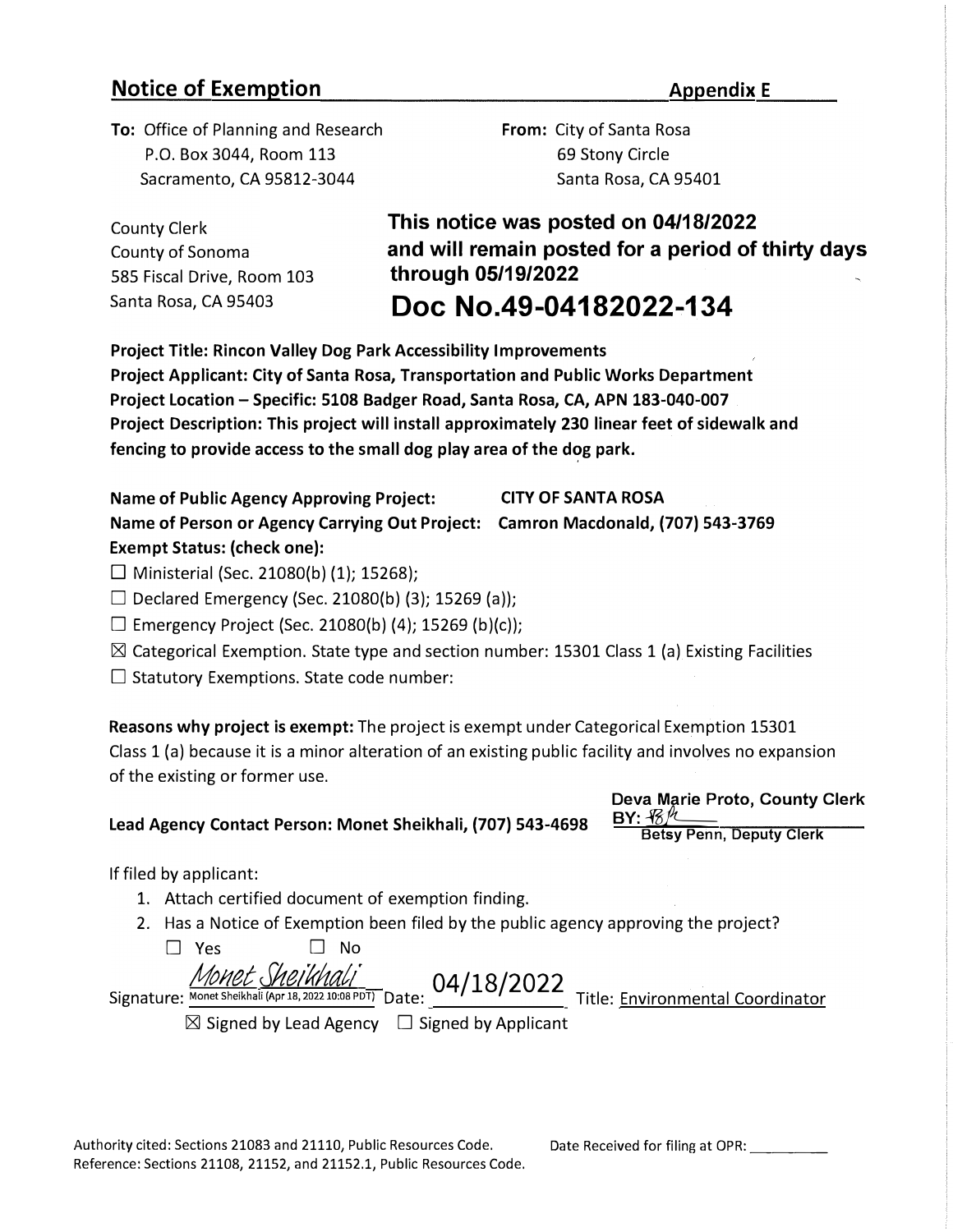## Notice of Exemption

**Appendix E**

**To:** Office of Planning and Research
P.O. Box 3044, Room 113
Sacramento, CA 95812-3044

**From:** City of Santa Rosa
69 Stony Circle
Santa Rosa, CA 95401

County Clerk
County of Sonoma
585 Fiscal Drive, Room 103
Santa Rosa, CA 95403

**This notice was posted on 04/18/2022 and will remain posted for a period of thirty days through 05/19/2022**

**Doc No.49-04182022-134**

**Project Title: Rincon Valley Dog Park Accessibility Improvements**

**Project Applicant: City of Santa Rosa, Transportation and Public Works Department**

**Project Location – Specific: 5108 Badger Road, Santa Rosa, CA, APN 183-040-007**

**Project Description: This project will install approximately 230 linear feet of sidewalk and fencing to provide access to the small dog play area of the dog park.**

**Name of Public Agency Approving Project:** **CITY OF SANTA ROSA**

**Name of Person or Agency Carrying Out Project:** **Camron Macdonald, (707) 543-3769**

**Exempt Status: (check one):**

☐ Ministerial (Sec. 21080(b) (1); 15268);

☐ Declared Emergency (Sec. 21080(b) (3); 15269 (a));

☐ Emergency Project (Sec. 21080(b) (4); 15269 (b)(c));

☒ Categorical Exemption. State type and section number: 15301 Class 1 (a) Existing Facilities

☐ Statutory Exemptions. State code number:

**Reasons why project is exempt:** The project is exempt under Categorical Exemption 15301 Class 1 (a) because it is a minor alteration of an existing public facility and involves no expansion of the existing or former use.

**Lead Agency Contact Person: Monet Sheikhali, (707) 543-4698**

**Deva Marie Proto, County Clerk**
**BY:** BP
**Betsy Penn, Deputy Clerk**

If filed by applicant:

1. Attach certified document of exemption finding.
2. Has a Notice of Exemption been filed by the public agency approving the project?

   ☐ Yes ☐ No

Signature: *Monet Sheikhali* Monet Sheikhali (Apr 18, 2022 10:08 PDT) Date: 04/18/2022 Title: Environmental Coordinator

☒ Signed by Lead Agency ☐ Signed by Applicant

Authority cited: Sections 21083 and 21110, Public Resources Code.
Reference: Sections 21108, 21152, and 21152.1, Public Resources Code.

Date Received for filing at OPR: \_\_\_\_\_\_\_\_\_\_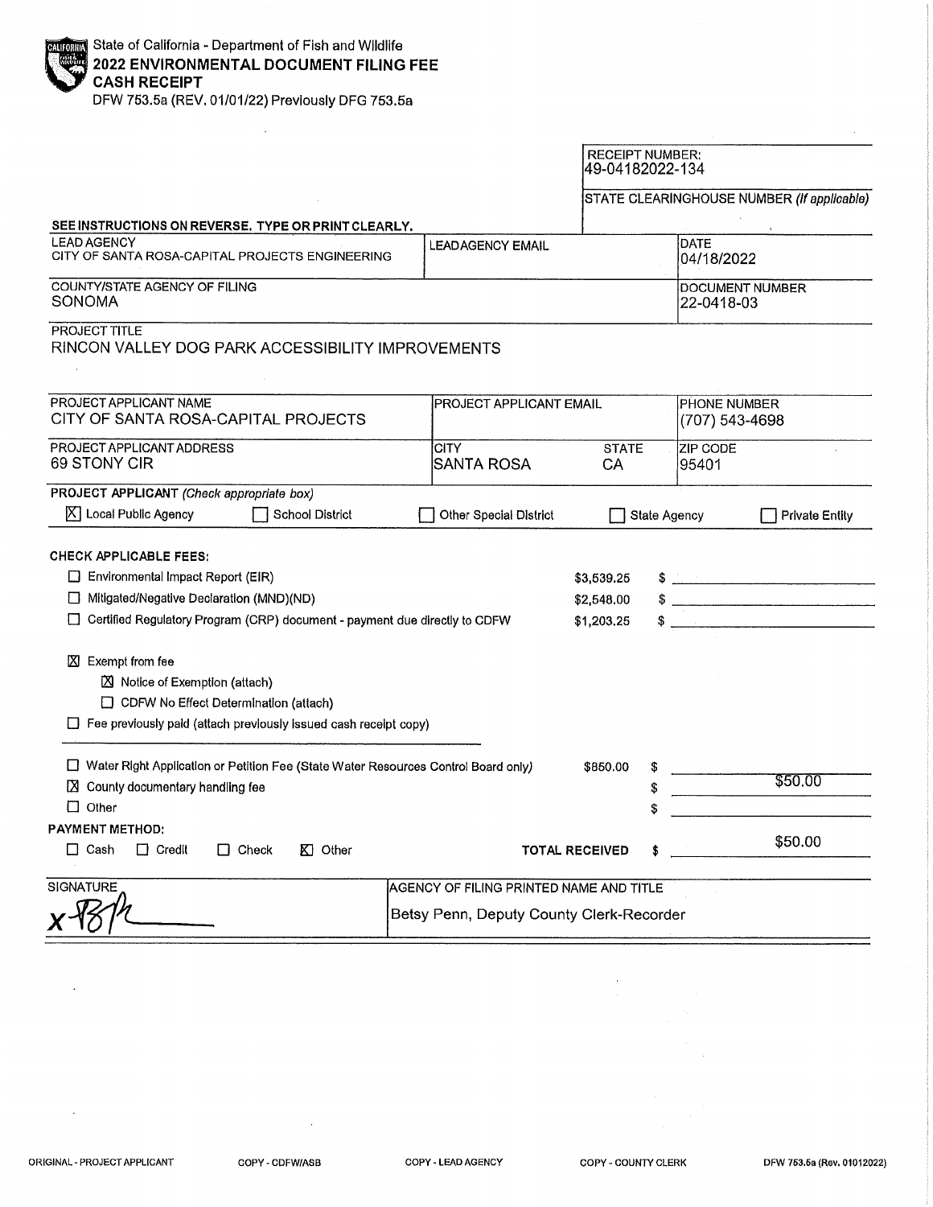State of California - Department of Fish and Wildlife

# 2022 ENVIRONMENTAL DOCUMENT FILING FEE CASH RECEIPT

DFW 753.5a (REV. 01/01/22) Previously DFG 753.5a

| RECEIPT NUMBER: |
| --- |
| 49-04182022-134 |
| STATE CLEARINGHOUSE NUMBER *(If applicable)* |
| |

**SEE INSTRUCTIONS ON REVERSE. TYPE OR PRINT CLEARLY.**

| LEAD AGENCY | LEAD AGENCY EMAIL | DATE |
| --- | --- | --- |
| CITY OF SANTA ROSA-CAPITAL PROJECTS ENGINEERING | | 04/18/2022 |

| COUNTY/STATE AGENCY OF FILING | DOCUMENT NUMBER |
| --- | --- |
| SONOMA | 22-0418-03 |

PROJECT TITLE

RINCON VALLEY DOG PARK ACCESSIBILITY IMPROVEMENTS

| PROJECT APPLICANT NAME | PROJECT APPLICANT EMAIL | | PHONE NUMBER |
| --- | --- | --- | --- |
| CITY OF SANTA ROSA-CAPITAL PROJECTS | | | (707) 543-4698 |
| **PROJECT APPLICANT ADDRESS** | **CITY** | **STATE** | **ZIP CODE** |
| 69 STONY CIR | SANTA ROSA | CA | 95401 |

**PROJECT APPLICANT** *(Check appropriate box)*

- [X] Local Public Agency
- [ ] School District
- [ ] Other Special District
- [ ] State Agency
- [ ] Private Entity

**CHECK APPLICABLE FEES:**

| Fee | Amount | Paid |
| --- | --- | --- |
| ☐ Environmental Impact Report (EIR) | $3,539.25 | $ |
| ☐ Mitigated/Negative Declaration (MND)(ND) | $2,548.00 | $ |
| ☐ Certified Regulatory Program (CRP) document - payment due directly to CDFW | $1,203.25 | $ |

- [X] Exempt from fee
  - [X] Notice of Exemption (attach)
  - [ ] CDFW No Effect Determination (attach)
- [ ] Fee previously paid (attach previously issued cash receipt copy)

| Fee | Amount | Paid |
| --- | --- | --- |
| ☐ Water Right Application or Petition Fee (State Water Resources Control Board only) | $850.00 | $ |
| ☒ County documentary handling fee | | $ $50.00 |
| ☐ Other | | $ |

**PAYMENT METHOD:**

- [ ] Cash
- [ ] Credit
- [ ] Check
- [X] Other

**TOTAL RECEIVED** $ $50.00

| SIGNATURE | AGENCY OF FILING PRINTED NAME AND TITLE |
| --- | --- |
| x [signature] | Betsy Penn, Deputy County Clerk-Recorder |

ORIGINAL - PROJECT APPLICANT    COPY - CDFW/ASB    COPY - LEAD AGENCY    COPY - COUNTY CLERK    DFW 753.5a (Rev. 01012022)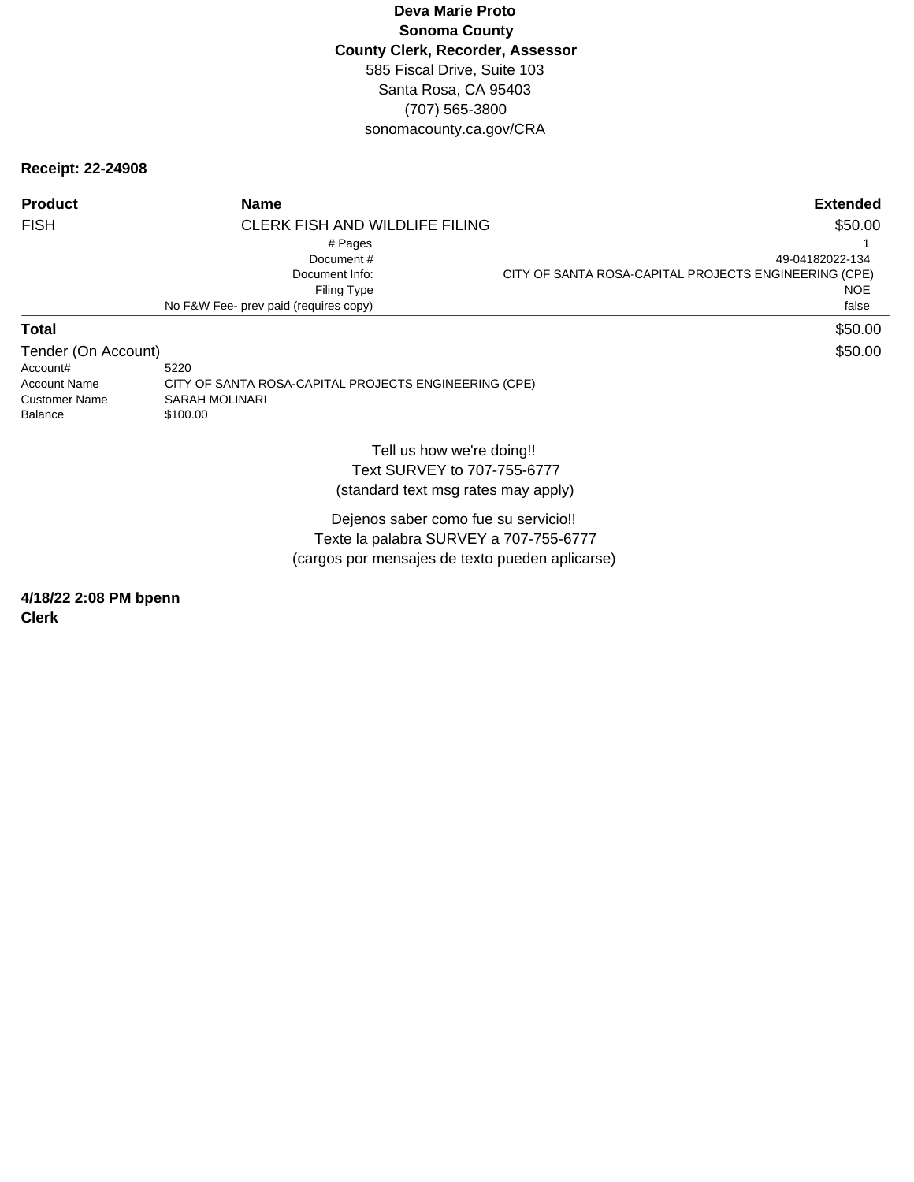**Deva Marie Proto**
**Sonoma County**
**County Clerk, Recorder, Assessor**
585 Fiscal Drive, Suite 103
Santa Rosa, CA 95403
(707) 565-3800
sonomacounty.ca.gov/CRA

**Receipt: 22-24908**

| Product | Name | | Extended |
|---|---|---|---|
| FISH | CLERK FISH AND WILDLIFE FILING | | $50.00 |
| | # Pages | | 1 |
| | Document # | | 49-04182022-134 |
| | Document Info: | CITY OF SANTA ROSA-CAPITAL PROJECTS ENGINEERING (CPE) | |
| | Filing Type | | NOE |
| | No F&W Fee- prev paid (requires copy) | | false |
| **Total** | | | $50.00 |

| | | |
|---|---|---|
| Tender (On Account) | | $50.00 |
| Account# | 5220 | |
| Account Name | CITY OF SANTA ROSA-CAPITAL PROJECTS ENGINEERING (CPE) | |
| Customer Name | SARAH MOLINARI | |
| Balance | $100.00 | |

Tell us how we're doing!!
Text SURVEY to 707-755-6777
(standard text msg rates may apply)

Dejenos saber como fue su servicio!!
Texte la palabra SURVEY a 707-755-6777
(cargos por mensajes de texto pueden aplicarse)

**4/18/22 2:08 PM bpenn**
**Clerk**